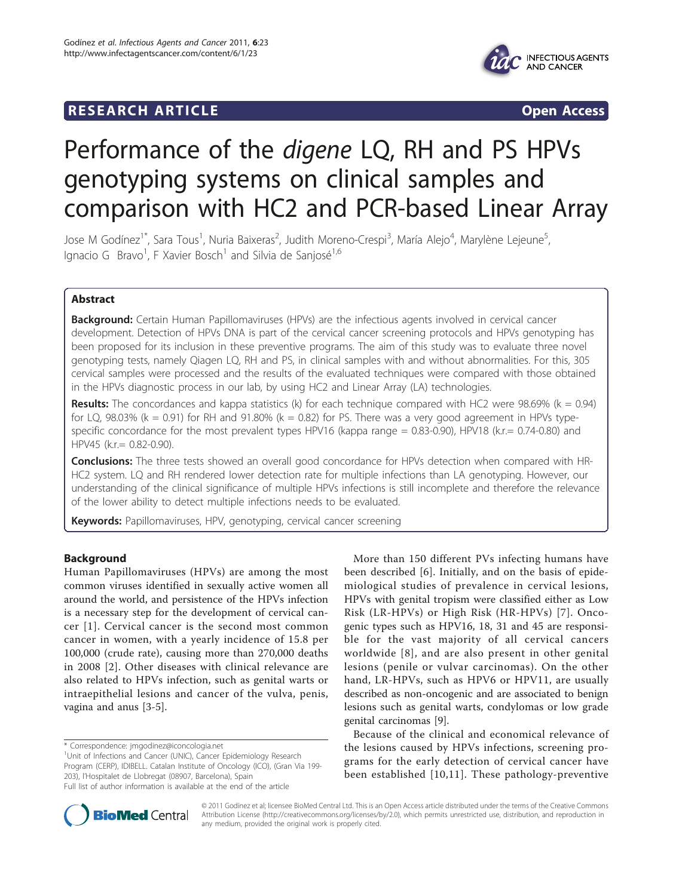RESEARCH ARTICLE **Open Access**

# Performance of the *digene* LQ, RH and PS HPVs genotyping systems on clinical samples and comparison with HC2 and PCR-based Linear Array

Jose M Godínez[1*], Sara Tous[1], Nuria Baixeras[2], Judith Moreno-Crespi[3], María Alejo[4], Marylène Lejeune[5], Ignacio G Bravo[1], F Xavier Bosch[1] and Silvia de Sanjosé[1,6]

## Abstract

**Background:** Certain Human Papillomaviruses (HPVs) are the infectious agents involved in cervical cancer development. Detection of HPVs DNA is part of the cervical cancer screening protocols and HPVs genotyping has been proposed for its inclusion in these preventive programs. The aim of this study was to evaluate three novel genotyping tests, namely Qiagen LQ, RH and PS, in clinical samples with and without abnormalities. For this, 305 cervical samples were processed and the results of the evaluated techniques were compared with those obtained in the HPVs diagnostic process in our lab, by using HC2 and Linear Array (LA) technologies.

**Results:** The concordances and kappa statistics (k) for each technique compared with HC2 were 98.69% (k = 0.94) for LQ, 98.03% (k = 0.91) for RH and 91.80% (k = 0.82) for PS. There was a very good agreement in HPVs type-specific concordance for the most prevalent types HPV16 (kappa range = 0.83-0.90), HPV18 (k.r.= 0.74-0.80) and HPV45 (k.r.= 0.82-0.90).

**Conclusions:** The three tests showed an overall good concordance for HPVs detection when compared with HR-HC2 system. LQ and RH rendered lower detection rate for multiple infections than LA genotyping. However, our understanding of the clinical significance of multiple HPVs infections is still incomplete and therefore the relevance of the lower ability to detect multiple infections needs to be evaluated.

**Keywords:** Papillomaviruses, HPV, genotyping, cervical cancer screening

## Background

Human Papillomaviruses (HPVs) are among the most common viruses identified in sexually active women all around the world, and persistence of the HPVs infection is a necessary step for the development of cervical cancer [1]. Cervical cancer is the second most common cancer in women, with a yearly incidence of 15.8 per 100,000 (crude rate), causing more than 270,000 deaths in 2008 [2]. Other diseases with clinical relevance are also related to HPVs infection, such as genital warts or intraepithelial lesions and cancer of the vulva, penis, vagina and anus [3-5].

More than 150 different PVs infecting humans have been described [6]. Initially, and on the basis of epidemiological studies of prevalence in cervical lesions, HPVs with genital tropism were classified either as Low Risk (LR-HPVs) or High Risk (HR-HPVs) [7]. Oncogenic types such as HPV16, 18, 31 and 45 are responsible for the vast majority of all cervical cancers worldwide [8], and are also present in other genital lesions (penile or vulvar carcinomas). On the other hand, LR-HPVs, such as HPV6 or HPV11, are usually described as non-oncogenic and are associated to benign lesions such as genital warts, condylomas or low grade genital carcinomas [9].

Because of the clinical and economical relevance of the lesions caused by HPVs infections, screening programs for the early detection of cervical cancer have been established [10,11]. These pathology-preventive

\* Correspondence: jmgodinez@iconcologia.net
[1]Unit of Infections and Cancer (UNIC), Cancer Epidemiology Research Program (CERP), IDIBELL. Catalan Institute of Oncology (ICO), (Gran Via 199-203), l'Hospitalet de Llobregat (08907, Barcelona), Spain
Full list of author information is available at the end of the article

© 2011 Godínez et al; licensee BioMed Central Ltd. This is an Open Access article distributed under the terms of the Creative Commons Attribution License (http://creativecommons.org/licenses/by/2.0), which permits unrestricted use, distribution, and reproduction in any medium, provided the original work is properly cited.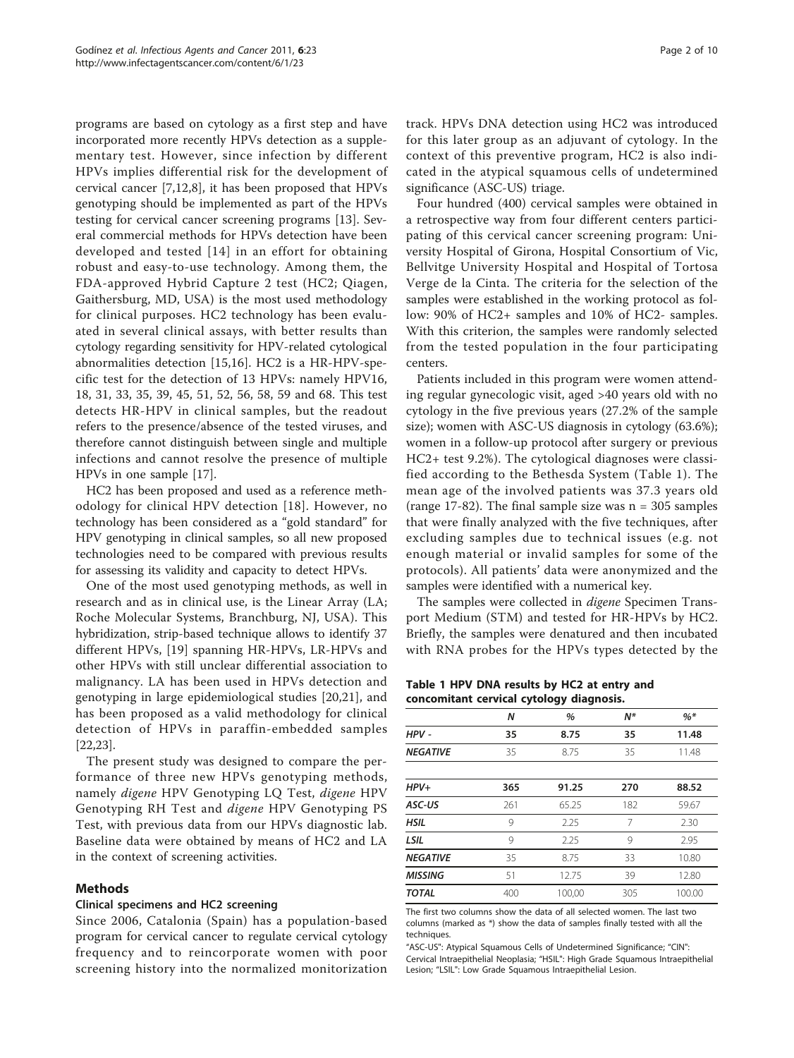programs are based on cytology as a first step and have incorporated more recently HPVs detection as a supplementary test. However, since infection by different HPVs implies differential risk for the development of cervical cancer [7,12,8], it has been proposed that HPVs genotyping should be implemented as part of the HPVs testing for cervical cancer screening programs [13]. Several commercial methods for HPVs detection have been developed and tested [14] in an effort for obtaining robust and easy-to-use technology. Among them, the FDA-approved Hybrid Capture 2 test (HC2; Qiagen, Gaithersburg, MD, USA) is the most used methodology for clinical purposes. HC2 technology has been evaluated in several clinical assays, with better results than cytology regarding sensitivity for HPV-related cytological abnormalities detection [15,16]. HC2 is a HR-HPV-specific test for the detection of 13 HPVs: namely HPV16, 18, 31, 33, 35, 39, 45, 51, 52, 56, 58, 59 and 68. This test detects HR-HPV in clinical samples, but the readout refers to the presence/absence of the tested viruses, and therefore cannot distinguish between single and multiple infections and cannot resolve the presence of multiple HPVs in one sample [17].

HC2 has been proposed and used as a reference methodology for clinical HPV detection [18]. However, no technology has been considered as a "gold standard" for HPV genotyping in clinical samples, so all new proposed technologies need to be compared with previous results for assessing its validity and capacity to detect HPVs.

One of the most used genotyping methods, as well in research and as in clinical use, is the Linear Array (LA; Roche Molecular Systems, Branchburg, NJ, USA). This hybridization, strip-based technique allows to identify 37 different HPVs, [19] spanning HR-HPVs, LR-HPVs and other HPVs with still unclear differential association to malignancy. LA has been used in HPVs detection and genotyping in large epidemiological studies [20,21], and has been proposed as a valid methodology for clinical detection of HPVs in paraffin-embedded samples [22,23].

The present study was designed to compare the performance of three new HPVs genotyping methods, namely *digene* HPV Genotyping LQ Test, *digene* HPV Genotyping RH Test and *digene* HPV Genotyping PS Test, with previous data from our HPVs diagnostic lab. Baseline data were obtained by means of HC2 and LA in the context of screening activities.

## Methods

### Clinical specimens and HC2 screening

Since 2006, Catalonia (Spain) has a population-based program for cervical cancer to regulate cervical cytology frequency and to reincorporate women with poor screening history into the normalized monitorization track. HPVs DNA detection using HC2 was introduced for this later group as an adjuvant of cytology. In the context of this preventive program, HC2 is also indicated in the atypical squamous cells of undetermined significance (ASC-US) triage.

Four hundred (400) cervical samples were obtained in a retrospective way from four different centers participating of this cervical cancer screening program: University Hospital of Girona, Hospital Consortium of Vic, Bellvitge University Hospital and Hospital of Tortosa Verge de la Cinta. The criteria for the selection of the samples were established in the working protocol as follow: 90% of HC2+ samples and 10% of HC2- samples. With this criterion, the samples were randomly selected from the tested population in the four participating centers.

Patients included in this program were women attending regular gynecologic visit, aged >40 years old with no cytology in the five previous years (27.2% of the sample size); women with ASC-US diagnosis in cytology (63.6%); women in a follow-up protocol after surgery or previous HC2+ test 9.2%). The cytological diagnoses were classified according to the Bethesda System (Table 1). The mean age of the involved patients was 37.3 years old (range 17-82). The final sample size was n = 305 samples that were finally analyzed with the five techniques, after excluding samples due to technical issues (e.g. not enough material or invalid samples for some of the protocols). All patients' data were anonymized and the samples were identified with a numerical key.

The samples were collected in *digene* Specimen Transport Medium (STM) and tested for HR-HPVs by HC2. Briefly, the samples were denatured and then incubated with RNA probes for the HPVs types detected by the

**Table 1 HPV DNA results by HC2 at entry and concomitant cervical cytology diagnosis.**

| | N | % | N* | %* |
|---|---|---|---|---|
| **HPV -** | **35** | **8.75** | **35** | **11.48** |
| **NEGATIVE** | 35 | 8.75 | 35 | 11.48 |
| | | | | |
| **HPV+** | **365** | **91.25** | **270** | **88.52** |
| **ASC-US** | 261 | 65.25 | 182 | 59.67 |
| **HSIL** | 9 | 2.25 | 7 | 2.30 |
| **LSIL** | 9 | 2.25 | 9 | 2.95 |
| **NEGATIVE** | 35 | 8.75 | 33 | 10.80 |
| **MISSING** | 51 | 12.75 | 39 | 12.80 |
| **TOTAL** | 400 | 100,00 | 305 | 100.00 |

The first two columns show the data of all selected women. The last two columns (marked as *) show the data of samples finally tested with all the techniques.

"ASC-US": Atypical Squamous Cells of Undetermined Significance; "CIN": Cervical Intraepithelial Neoplasia; "HSIL": High Grade Squamous Intraepithelial Lesion; "LSIL": Low Grade Squamous Intraepithelial Lesion.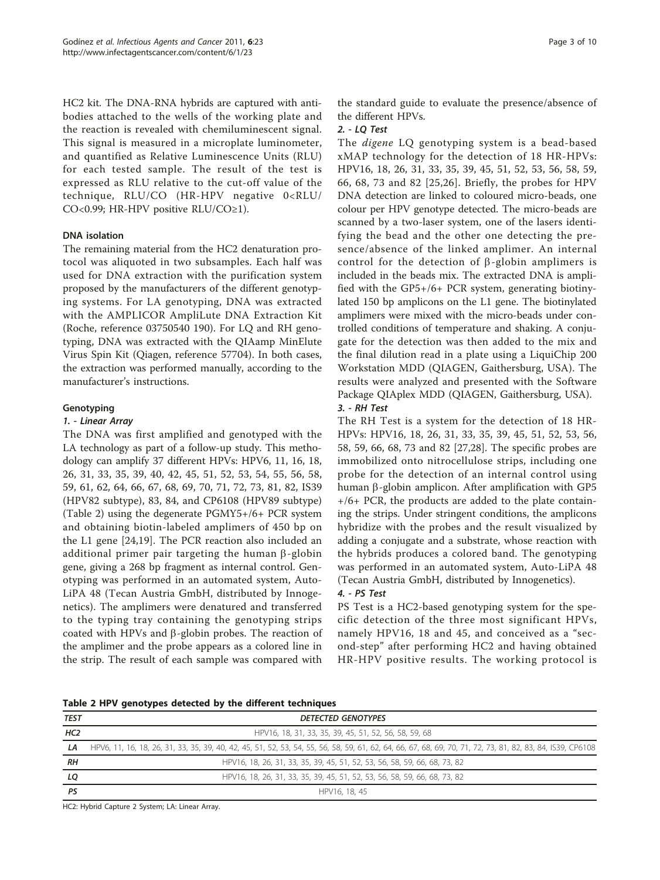HC2 kit. The DNA-RNA hybrids are captured with antibodies attached to the wells of the working plate and the reaction is revealed with chemiluminescent signal. This signal is measured in a microplate luminometer, and quantified as Relative Luminescence Units (RLU) for each tested sample. The result of the test is expressed as RLU relative to the cut-off value of the technique, RLU/CO (HR-HPV negative 0<RLU/CO<0.99; HR-HPV positive RLU/CO≥1).

### DNA isolation

The remaining material from the HC2 denaturation protocol was aliquoted in two subsamples. Each half was used for DNA extraction with the purification system proposed by the manufacturers of the different genotyping systems. For LA genotyping, DNA was extracted with the AMPLICOR AmpliLute DNA Extraction Kit (Roche, reference 03750540 190). For LQ and RH genotyping, DNA was extracted with the QIAamp MinElute Virus Spin Kit (Qiagen, reference 57704). In both cases, the extraction was performed manually, according to the manufacturer's instructions.

### Genotyping

#### *1. - Linear Array*

The DNA was first amplified and genotyped with the LA technology as part of a follow-up study. This methodology can amplify 37 different HPVs: HPV6, 11, 16, 18, 26, 31, 33, 35, 39, 40, 42, 45, 51, 52, 53, 54, 55, 56, 58, 59, 61, 62, 64, 66, 67, 68, 69, 70, 71, 72, 73, 81, 82, IS39 (HPV82 subtype), 83, 84, and CP6108 (HPV89 subtype) (Table 2) using the degenerate PGMY5+/6+ PCR system and obtaining biotin-labeled amplimers of 450 bp on the L1 gene [24,19]. The PCR reaction also included an additional primer pair targeting the human β-globin gene, giving a 268 bp fragment as internal control. Genotyping was performed in an automated system, Auto-LiPA 48 (Tecan Austria GmbH, distributed by Innogenetics). The amplimers were denatured and transferred to the typing tray containing the genotyping strips coated with HPVs and β-globin probes. The reaction of the amplimer and the probe appears as a colored line in the strip. The result of each sample was compared with the standard guide to evaluate the presence/absence of the different HPVs.

#### *2. - LQ Test*

The *digene* LQ genotyping system is a bead-based xMAP technology for the detection of 18 HR-HPVs: HPV16, 18, 26, 31, 33, 35, 39, 45, 51, 52, 53, 56, 58, 59, 66, 68, 73 and 82 [25,26]. Briefly, the probes for HPV DNA detection are linked to coloured micro-beads, one colour per HPV genotype detected. The micro-beads are scanned by a two-laser system, one of the lasers identifying the bead and the other one detecting the presence/absence of the linked amplimer. An internal control for the detection of β-globin amplimers is included in the beads mix. The extracted DNA is amplified with the GP5+/6+ PCR system, generating biotinylated 150 bp amplicons on the L1 gene. The biotinylated amplimers were mixed with the micro-beads under controlled conditions of temperature and shaking. A conjugate for the detection was then added to the mix and the final dilution read in a plate using a LiquiChip 200 Workstation MDD (QIAGEN, Gaithersburg, USA). The results were analyzed and presented with the Software Package QIAplex MDD (QIAGEN, Gaithersburg, USA).

#### *3. - RH Test*

The RH Test is a system for the detection of 18 HR-HPVs: HPV16, 18, 26, 31, 33, 35, 39, 45, 51, 52, 53, 56, 58, 59, 66, 68, 73 and 82 [27,28]. The specific probes are immobilized onto nitrocellulose strips, including one probe for the detection of an internal control using human β-globin amplicon. After amplification with GP5+/6+ PCR, the products are added to the plate containing the strips. Under stringent conditions, the amplicons hybridize with the probes and the result visualized by adding a conjugate and a substrate, whose reaction with the hybrids produces a colored band. The genotyping was performed in an automated system, Auto-LiPA 48 (Tecan Austria GmbH, distributed by Innogenetics).

#### *4. - PS Test*

PS Test is a HC2-based genotyping system for the specific detection of the three most significant HPVs, namely HPV16, 18 and 45, and conceived as a "second-step" after performing HC2 and having obtained HR-HPV positive results. The working protocol is

**Table 2 HPV genotypes detected by the different techniques**

| *TEST* | *DETECTED GENOTYPES* |
|---|---|
| ***HC2*** | HPV16, 18, 31, 33, 35, 39, 45, 51, 52, 56, 58, 59, 68 |
| ***LA*** | HPV6, 11, 16, 18, 26, 31, 33, 35, 39, 40, 42, 45, 51, 52, 53, 54, 55, 56, 58, 59, 61, 62, 64, 66, 67, 68, 69, 70, 71, 72, 73, 81, 82, 83, 84, IS39, CP6108 |
| ***RH*** | HPV16, 18, 26, 31, 33, 35, 39, 45, 51, 52, 53, 56, 58, 59, 66, 68, 73, 82 |
| ***LQ*** | HPV16, 18, 26, 31, 33, 35, 39, 45, 51, 52, 53, 56, 58, 59, 66, 68, 73, 82 |
| ***PS*** | HPV16, 18, 45 |

HC2: Hybrid Capture 2 System; LA: Linear Array.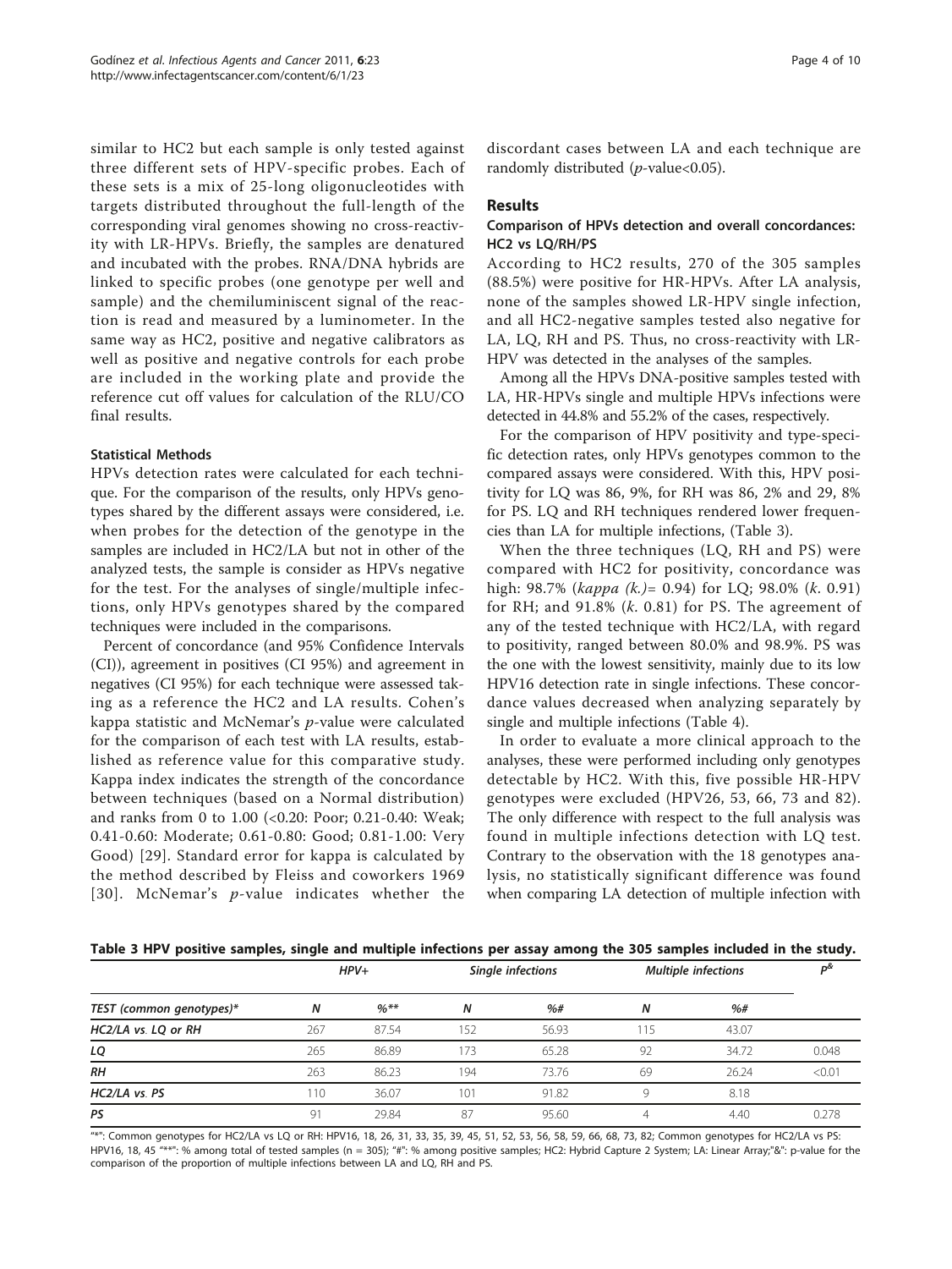similar to HC2 but each sample is only tested against three different sets of HPV-specific probes. Each of these sets is a mix of 25-long oligonucleotides with targets distributed throughout the full-length of the corresponding viral genomes showing no cross-reactivity with LR-HPVs. Briefly, the samples are denatured and incubated with the probes. RNA/DNA hybrids are linked to specific probes (one genotype per well and sample) and the chemiluminiscent signal of the reaction is read and measured by a luminometer. In the same way as HC2, positive and negative calibrators as well as positive and negative controls for each probe are included in the working plate and provide the reference cut off values for calculation of the RLU/CO final results.

### Statistical Methods

HPVs detection rates were calculated for each technique. For the comparison of the results, only HPVs genotypes shared by the different assays were considered, i.e. when probes for the detection of the genotype in the samples are included in HC2/LA but not in other of the analyzed tests, the sample is consider as HPVs negative for the test. For the analyses of single/multiple infections, only HPVs genotypes shared by the compared techniques were included in the comparisons.

Percent of concordance (and 95% Confidence Intervals (CI)), agreement in positives (CI 95%) and agreement in negatives (CI 95%) for each technique were assessed taking as a reference the HC2 and LA results. Cohen's kappa statistic and McNemar's *p*-value were calculated for the comparison of each test with LA results, established as reference value for this comparative study. Kappa index indicates the strength of the concordance between techniques (based on a Normal distribution) and ranks from 0 to 1.00 (<0.20: Poor; 0.21-0.40: Weak; 0.41-0.60: Moderate; 0.61-0.80: Good; 0.81-1.00: Very Good) [29]. Standard error for kappa is calculated by the method described by Fleiss and coworkers 1969 [30]. McNemar's *p*-value indicates whether the discordant cases between LA and each technique are randomly distributed (*p*-value<0.05).

## Results

### Comparison of HPVs detection and overall concordances: HC2 vs LQ/RH/PS

According to HC2 results, 270 of the 305 samples (88.5%) were positive for HR-HPVs. After LA analysis, none of the samples showed LR-HPV single infection, and all HC2-negative samples tested also negative for LA, LQ, RH and PS. Thus, no cross-reactivity with LR-HPV was detected in the analyses of the samples.

Among all the HPVs DNA-positive samples tested with LA, HR-HPVs single and multiple HPVs infections were detected in 44.8% and 55.2% of the cases, respectively.

For the comparison of HPV positivity and type-specific detection rates, only HPVs genotypes common to the compared assays were considered. With this, HPV positivity for LQ was 86, 9%, for RH was 86, 2% and 29, 8% for PS. LQ and RH techniques rendered lower frequencies than LA for multiple infections, (Table 3).

When the three techniques (LQ, RH and PS) were compared with HC2 for positivity, concordance was high: 98.7% (*kappa (k.)*= 0.94) for LQ; 98.0% (*k.* 0.91) for RH; and 91.8% (*k.* 0.81) for PS. The agreement of any of the tested technique with HC2/LA, with regard to positivity, ranged between 80.0% and 98.9%. PS was the one with the lowest sensitivity, mainly due to its low HPV16 detection rate in single infections. These concordance values decreased when analyzing separately by single and multiple infections (Table 4).

In order to evaluate a more clinical approach to the analyses, these were performed including only genotypes detectable by HC2. With this, five possible HR-HPV genotypes were excluded (HPV26, 53, 66, 73 and 82). The only difference with respect to the full analysis was found in multiple infections detection with LQ test. Contrary to the observation with the 18 genotypes analysis, no statistically significant difference was found when comparing LA detection of multiple infection with

**Table 3 HPV positive samples, single and multiple infections per assay among the 305 samples included in the study.**

| | HPV+ | | Single infections | | Multiple infections | | P[&] |
|---|---|---|---|---|---|---|---|
| TEST (common genotypes)* | N | %** | N | %# | N | %# | |
| HC2/LA vs. LQ or RH | 267 | 87.54 | 152 | 56.93 | 115 | 43.07 | |
| LQ | 265 | 86.89 | 173 | 65.28 | 92 | 34.72 | 0.048 |
| RH | 263 | 86.23 | 194 | 73.76 | 69 | 26.24 | <0.01 |
| HC2/LA vs. PS | 110 | 36.07 | 101 | 91.82 | 9 | 8.18 | |
| PS | 91 | 29.84 | 87 | 95.60 | 4 | 4.40 | 0.278 |

"*": Common genotypes for HC2/LA vs LQ or RH: HPV16, 18, 26, 31, 33, 35, 39, 45, 51, 52, 53, 56, 58, 59, 66, 68, 73, 82; Common genotypes for HC2/LA vs PS: HPV16, 18, 45 "**": % among total of tested samples (n = 305); "#": % among positive samples; HC2: Hybrid Capture 2 System; LA: Linear Array;"&": p-value for the comparison of the proportion of multiple infections between LA and LQ, RH and PS.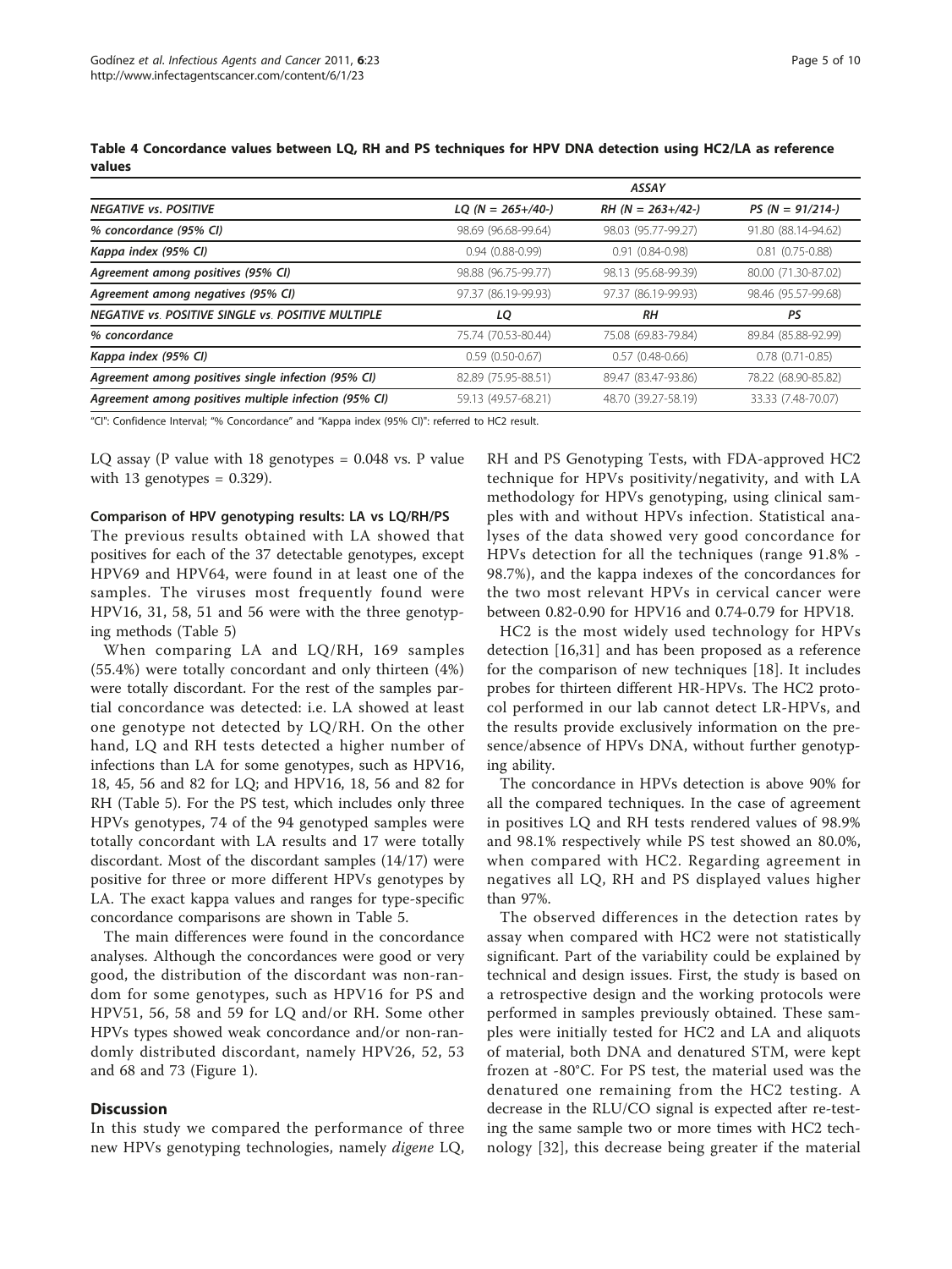**Table 4 Concordance values between LQ, RH and PS techniques for HPV DNA detection using HC2/LA as reference values**

| | ASSAY | | |
|---|---|---|---|
| *NEGATIVE vs. POSITIVE* | *LQ (N = 265+/40-)* | *RH (N = 263+/42-)* | *PS (N = 91/214-)* |
| *% concordance (95% CI)* | 98.69 (96.68-99.64) | 98.03 (95.77-99.27) | 91.80 (88.14-94.62) |
| *Kappa index (95% CI)* | 0.94 (0.88-0.99) | 0.91 (0.84-0.98) | 0.81 (0.75-0.88) |
| *Agreement among positives (95% CI)* | 98.88 (96.75-99.77) | 98.13 (95.68-99.39) | 80.00 (71.30-87.02) |
| *Agreement among negatives (95% CI)* | 97.37 (86.19-99.93) | 97.37 (86.19-99.93) | 98.46 (95.57-99.68) |
| *NEGATIVE vs. POSITIVE SINGLE vs. POSITIVE MULTIPLE* | *LQ* | *RH* | *PS* |
| *% concordance* | 75.74 (70.53-80.44) | 75.08 (69.83-79.84) | 89.84 (85.88-92.99) |
| *Kappa index (95% CI)* | 0.59 (0.50-0.67) | 0.57 (0.48-0.66) | 0.78 (0.71-0.85) |
| *Agreement among positives single infection (95% CI)* | 82.89 (75.95-88.51) | 89.47 (83.47-93.86) | 78.22 (68.90-85.82) |
| *Agreement among positives multiple infection (95% CI)* | 59.13 (49.57-68.21) | 48.70 (39.27-58.19) | 33.33 (7.48-70.07) |

"CI": Confidence Interval; "% Concordance" and "Kappa index (95% CI)": referred to HC2 result.

LQ assay (P value with 18 genotypes = 0.048 vs. P value with 13 genotypes = 0.329).

#### Comparison of HPV genotyping results: LA vs LQ/RH/PS

The previous results obtained with LA showed that positives for each of the 37 detectable genotypes, except HPV69 and HPV64, were found in at least one of the samples. The viruses most frequently found were HPV16, 31, 58, 51 and 56 were with the three genotyping methods (Table 5)

When comparing LA and LQ/RH, 169 samples (55.4%) were totally concordant and only thirteen (4%) were totally discordant. For the rest of the samples partial concordance was detected: i.e. LA showed at least one genotype not detected by LQ/RH. On the other hand, LQ and RH tests detected a higher number of infections than LA for some genotypes, such as HPV16, 18, 45, 56 and 82 for LQ; and HPV16, 18, 56 and 82 for RH (Table 5). For the PS test, which includes only three HPVs genotypes, 74 of the 94 genotyped samples were totally concordant with LA results and 17 were totally discordant. Most of the discordant samples (14/17) were positive for three or more different HPVs genotypes by LA. The exact kappa values and ranges for type-specific concordance comparisons are shown in Table 5.

The main differences were found in the concordance analyses. Although the concordances were good or very good, the distribution of the discordant was non-random for some genotypes, such as HPV16 for PS and HPV51, 56, 58 and 59 for LQ and/or RH. Some other HPVs types showed weak concordance and/or non-randomly distributed discordant, namely HPV26, 52, 53 and 68 and 73 (Figure 1).

## Discussion

In this study we compared the performance of three new HPVs genotyping technologies, namely *digene* LQ, RH and PS Genotyping Tests, with FDA-approved HC2 technique for HPVs positivity/negativity, and with LA methodology for HPVs genotyping, using clinical samples with and without HPVs infection. Statistical analyses of the data showed very good concordance for HPVs detection for all the techniques (range 91.8% - 98.7%), and the kappa indexes of the concordances for the two most relevant HPVs in cervical cancer were between 0.82-0.90 for HPV16 and 0.74-0.79 for HPV18.

HC2 is the most widely used technology for HPVs detection [16,31] and has been proposed as a reference for the comparison of new techniques [18]. It includes probes for thirteen different HR-HPVs. The HC2 protocol performed in our lab cannot detect LR-HPVs, and the results provide exclusively information on the presence/absence of HPVs DNA, without further genotyping ability.

The concordance in HPVs detection is above 90% for all the compared techniques. In the case of agreement in positives LQ and RH tests rendered values of 98.9% and 98.1% respectively while PS test showed an 80.0%, when compared with HC2. Regarding agreement in negatives all LQ, RH and PS displayed values higher than 97%.

The observed differences in the detection rates by assay when compared with HC2 were not statistically significant. Part of the variability could be explained by technical and design issues. First, the study is based on a retrospective design and the working protocols were performed in samples previously obtained. These samples were initially tested for HC2 and LA and aliquots of material, both DNA and denatured STM, were kept frozen at -80°C. For PS test, the material used was the denatured one remaining from the HC2 testing. A decrease in the RLU/CO signal is expected after re-testing the same sample two or more times with HC2 technology [32], this decrease being greater if the material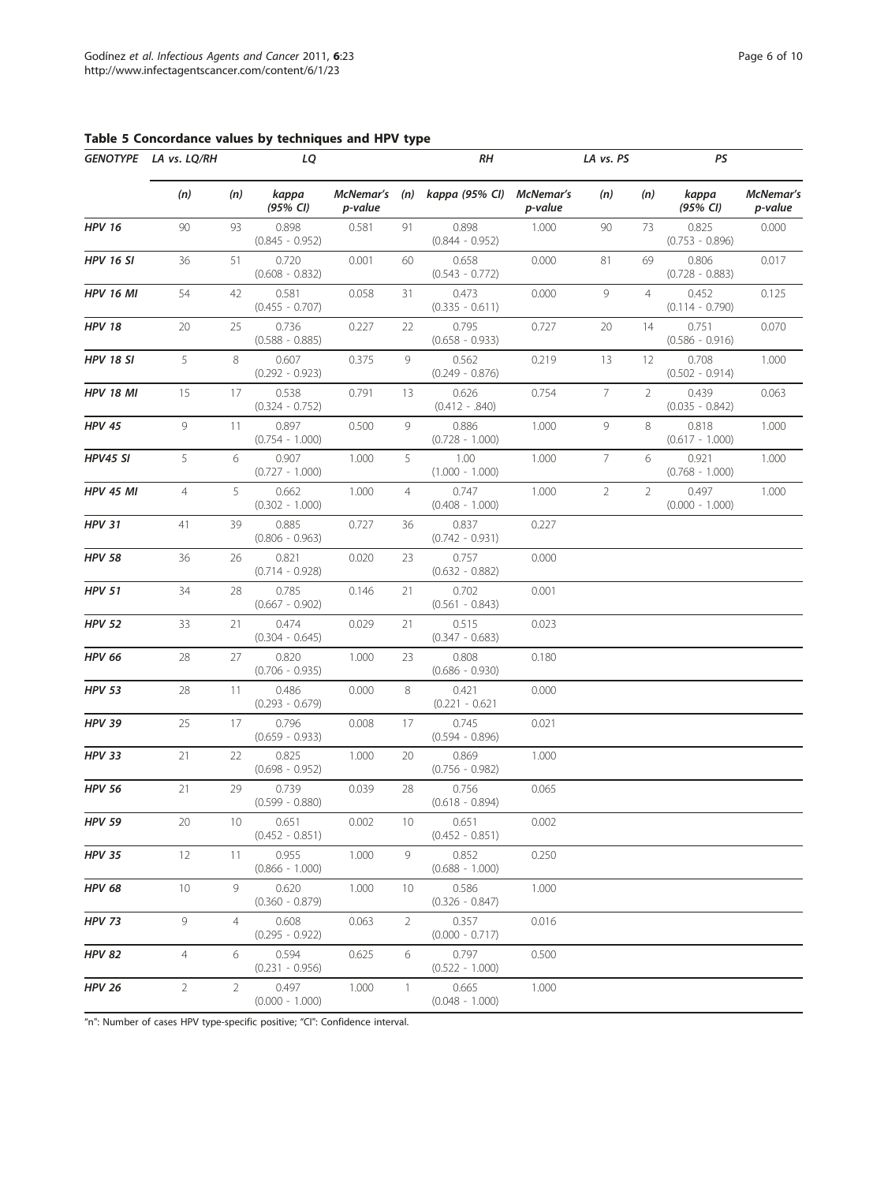**Table 5 Concordance values by techniques and HPV type**

| *GENOTYPE* | *LA vs. LQ/RH* | *LQ* | | | *RH* | | | *LA vs. PS* | *PS* | | |
|---|---|---|---|---|---|---|---|---|---|---|---|
| | *(n)* | *(n)* | *kappa (95% CI)* | *McNemar's p-value* | *(n)* | *kappa (95% CI)* | *McNemar's p-value* | *(n)* | *(n)* | *kappa (95% CI)* | *McNemar's p-value* |
| ***HPV 16*** | 90 | 93 | 0.898 (0.845 - 0.952) | 0.581 | 91 | 0.898 (0.844 - 0.952) | 1.000 | 90 | 73 | 0.825 (0.753 - 0.896) | 0.000 |
| ***HPV 16 SI*** | 36 | 51 | 0.720 (0.608 - 0.832) | 0.001 | 60 | 0.658 (0.543 - 0.772) | 0.000 | 81 | 69 | 0.806 (0.728 - 0.883) | 0.017 |
| ***HPV 16 MI*** | 54 | 42 | 0.581 (0.455 - 0.707) | 0.058 | 31 | 0.473 (0.335 - 0.611) | 0.000 | 9 | 4 | 0.452 (0.114 - 0.790) | 0.125 |
| ***HPV 18*** | 20 | 25 | 0.736 (0.588 - 0.885) | 0.227 | 22 | 0.795 (0.658 - 0.933) | 0.727 | 20 | 14 | 0.751 (0.586 - 0.916) | 0.070 |
| ***HPV 18 SI*** | 5 | 8 | 0.607 (0.292 - 0.923) | 0.375 | 9 | 0.562 (0.249 - 0.876) | 0.219 | 13 | 12 | 0.708 (0.502 - 0.914) | 1.000 |
| ***HPV 18 MI*** | 15 | 17 | 0.538 (0.324 - 0.752) | 0.791 | 13 | 0.626 (0.412 - .840) | 0.754 | 7 | 2 | 0.439 (0.035 - 0.842) | 0.063 |
| ***HPV 45*** | 9 | 11 | 0.897 (0.754 - 1.000) | 0.500 | 9 | 0.886 (0.728 - 1.000) | 1.000 | 9 | 8 | 0.818 (0.617 - 1.000) | 1.000 |
| ***HPV45 SI*** | 5 | 6 | 0.907 (0.727 - 1.000) | 1.000 | 5 | 1.00 (1.000 - 1.000) | 1.000 | 7 | 6 | 0.921 (0.768 - 1.000) | 1.000 |
| ***HPV 45 MI*** | 4 | 5 | 0.662 (0.302 - 1.000) | 1.000 | 4 | 0.747 (0.408 - 1.000) | 1.000 | 2 | 2 | 0.497 (0.000 - 1.000) | 1.000 |
| ***HPV 31*** | 41 | 39 | 0.885 (0.806 - 0.963) | 0.727 | 36 | 0.837 (0.742 - 0.931) | 0.227 | | | | |
| ***HPV 58*** | 36 | 26 | 0.821 (0.714 - 0.928) | 0.020 | 23 | 0.757 (0.632 - 0.882) | 0.000 | | | | |
| ***HPV 51*** | 34 | 28 | 0.785 (0.667 - 0.902) | 0.146 | 21 | 0.702 (0.561 - 0.843) | 0.001 | | | | |
| ***HPV 52*** | 33 | 21 | 0.474 (0.304 - 0.645) | 0.029 | 21 | 0.515 (0.347 - 0.683) | 0.023 | | | | |
| ***HPV 66*** | 28 | 27 | 0.820 (0.706 - 0.935) | 1.000 | 23 | 0.808 (0.686 - 0.930) | 0.180 | | | | |
| ***HPV 53*** | 28 | 11 | 0.486 (0.293 - 0.679) | 0.000 | 8 | 0.421 (0.221 - 0.621 | 0.000 | | | | |
| ***HPV 39*** | 25 | 17 | 0.796 (0.659 - 0.933) | 0.008 | 17 | 0.745 (0.594 - 0.896) | 0.021 | | | | |
| ***HPV 33*** | 21 | 22 | 0.825 (0.698 - 0.952) | 1.000 | 20 | 0.869 (0.756 - 0.982) | 1.000 | | | | |
| ***HPV 56*** | 21 | 29 | 0.739 (0.599 - 0.880) | 0.039 | 28 | 0.756 (0.618 - 0.894) | 0.065 | | | | |
| ***HPV 59*** | 20 | 10 | 0.651 (0.452 - 0.851) | 0.002 | 10 | 0.651 (0.452 - 0.851) | 0.002 | | | | |
| ***HPV 35*** | 12 | 11 | 0.955 (0.866 - 1.000) | 1.000 | 9 | 0.852 (0.688 - 1.000) | 0.250 | | | | |
| ***HPV 68*** | 10 | 9 | 0.620 (0.360 - 0.879) | 1.000 | 10 | 0.586 (0.326 - 0.847) | 1.000 | | | | |
| ***HPV 73*** | 9 | 4 | 0.608 (0.295 - 0.922) | 0.063 | 2 | 0.357 (0.000 - 0.717) | 0.016 | | | | |
| ***HPV 82*** | 4 | 6 | 0.594 (0.231 - 0.956) | 0.625 | 6 | 0.797 (0.522 - 1.000) | 0.500 | | | | |
| ***HPV 26*** | 2 | 2 | 0.497 (0.000 - 1.000) | 1.000 | 1 | 0.665 (0.048 - 1.000) | 1.000 | | | | |

"n": Number of cases HPV type-specific positive; "CI": Confidence interval.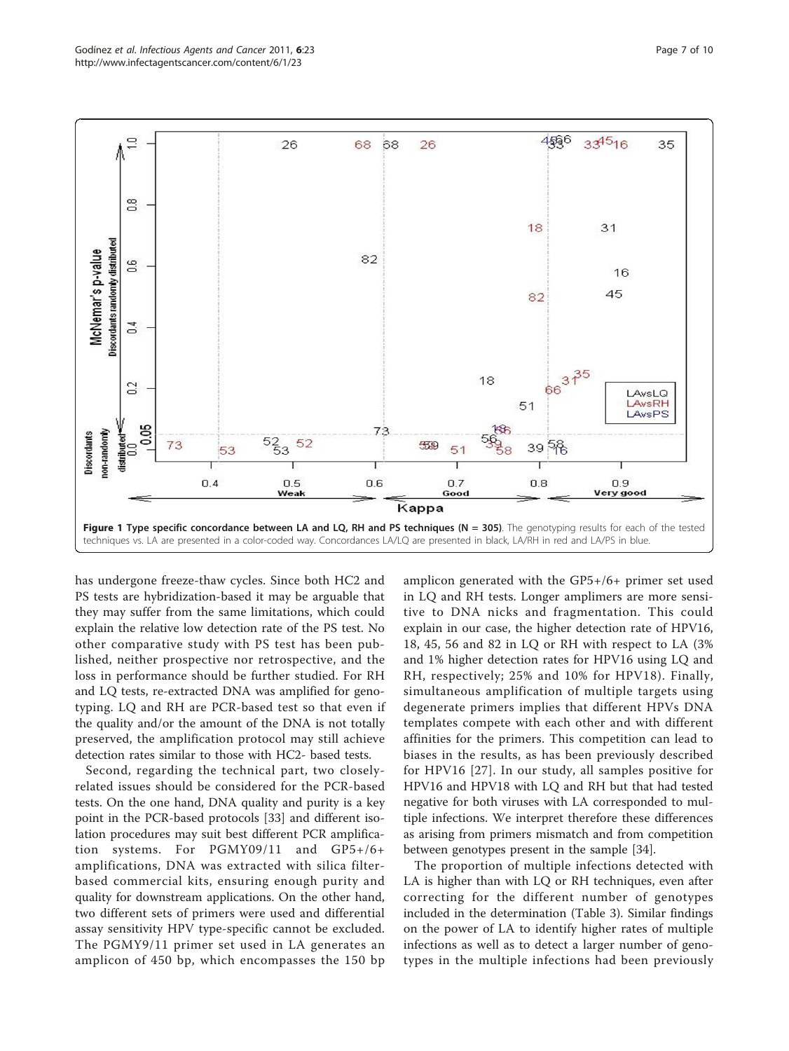**Figure 1 Type specific concordance between LA and LQ, RH and PS techniques (N = 305)**. The genotyping results for each of the tested techniques vs. LA are presented in a color-coded way. Concordances LA/LQ are presented in black, LA/RH in red and LA/PS in blue.

has undergone freeze-thaw cycles. Since both HC2 and PS tests are hybridization-based it may be arguable that they may suffer from the same limitations, which could explain the relative low detection rate of the PS test. No other comparative study with PS test has been published, neither prospective nor retrospective, and the loss in performance should be further studied. For RH and LQ tests, re-extracted DNA was amplified for genotyping. LQ and RH are PCR-based test so that even if the quality and/or the amount of the DNA is not totally preserved, the amplification protocol may still achieve detection rates similar to those with HC2- based tests.

Second, regarding the technical part, two closely-related issues should be considered for the PCR-based tests. On the one hand, DNA quality and purity is a key point in the PCR-based protocols [33] and different isolation procedures may suit best different PCR amplification systems. For PGMY09/11 and GP5+/6+ amplifications, DNA was extracted with silica filter-based commercial kits, ensuring enough purity and quality for downstream applications. On the other hand, two different sets of primers were used and differential assay sensitivity HPV type-specific cannot be excluded. The PGMY9/11 primer set used in LA generates an amplicon of 450 bp, which encompasses the 150 bp amplicon generated with the GP5+/6+ primer set used in LQ and RH tests. Longer amplimers are more sensitive to DNA nicks and fragmentation. This could explain in our case, the higher detection rate of HPV16, 18, 45, 56 and 82 in LQ or RH with respect to LA (3% and 1% higher detection rates for HPV16 using LQ and RH, respectively; 25% and 10% for HPV18). Finally, simultaneous amplification of multiple targets using degenerate primers implies that different HPVs DNA templates compete with each other and with different affinities for the primers. This competition can lead to biases in the results, as has been previously described for HPV16 [27]. In our study, all samples positive for HPV16 and HPV18 with LQ and RH but that had tested negative for both viruses with LA corresponded to multiple infections. We interpret therefore these differences as arising from primers mismatch and from competition between genotypes present in the sample [34].

The proportion of multiple infections detected with LA is higher than with LQ or RH techniques, even after correcting for the different number of genotypes included in the determination (Table 3). Similar findings on the power of LA to identify higher rates of multiple infections as well as to detect a larger number of genotypes in the multiple infections had been previously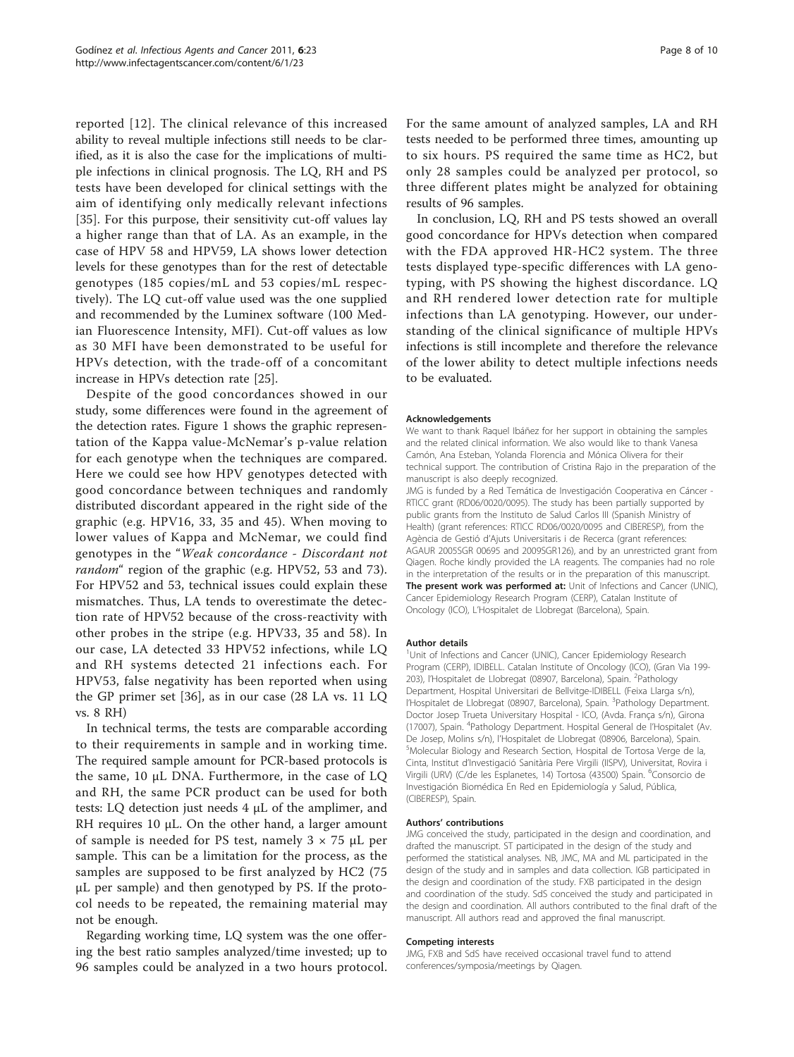reported [12]. The clinical relevance of this increased ability to reveal multiple infections still needs to be clarified, as it is also the case for the implications of multiple infections in clinical prognosis. The LQ, RH and PS tests have been developed for clinical settings with the aim of identifying only medically relevant infections [35]. For this purpose, their sensitivity cut-off values lay a higher range than that of LA. As an example, in the case of HPV 58 and HPV59, LA shows lower detection levels for these genotypes than for the rest of detectable genotypes (185 copies/mL and 53 copies/mL respectively). The LQ cut-off value used was the one supplied and recommended by the Luminex software (100 Median Fluorescence Intensity, MFI). Cut-off values as low as 30 MFI have been demonstrated to be useful for HPVs detection, with the trade-off of a concomitant increase in HPVs detection rate [25].

Despite of the good concordances showed in our study, some differences were found in the agreement of the detection rates. Figure 1 shows the graphic representation of the Kappa value-McNemar's p-value relation for each genotype when the techniques are compared. Here we could see how HPV genotypes detected with good concordance between techniques and randomly distributed discordant appeared in the right side of the graphic (e.g. HPV16, 33, 35 and 45). When moving to lower values of Kappa and McNemar, we could find genotypes in the "*Weak concordance - Discordant not random*" region of the graphic (e.g. HPV52, 53 and 73). For HPV52 and 53, technical issues could explain these mismatches. Thus, LA tends to overestimate the detection rate of HPV52 because of the cross-reactivity with other probes in the stripe (e.g. HPV33, 35 and 58). In our case, LA detected 33 HPV52 infections, while LQ and RH systems detected 21 infections each. For HPV53, false negativity has been reported when using the GP primer set [36], as in our case (28 LA vs. 11 LQ vs. 8 RH)

In technical terms, the tests are comparable according to their requirements in sample and in working time. The required sample amount for PCR-based protocols is the same, 10 μL DNA. Furthermore, in the case of LQ and RH, the same PCR product can be used for both tests: LQ detection just needs 4 μL of the amplimer, and RH requires 10 μL. On the other hand, a larger amount of sample is needed for PS test, namely 3 × 75 μL per sample. This can be a limitation for the process, as the samples are supposed to be first analyzed by HC2 (75 μL per sample) and then genotyped by PS. If the protocol needs to be repeated, the remaining material may not be enough.

Regarding working time, LQ system was the one offering the best ratio samples analyzed/time invested; up to 96 samples could be analyzed in a two hours protocol. For the same amount of analyzed samples, LA and RH tests needed to be performed three times, amounting up to six hours. PS required the same time as HC2, but only 28 samples could be analyzed per protocol, so three different plates might be analyzed for obtaining results of 96 samples.

In conclusion, LQ, RH and PS tests showed an overall good concordance for HPVs detection when compared with the FDA approved HR-HC2 system. The three tests displayed type-specific differences with LA genotyping, with PS showing the highest discordance. LQ and RH rendered lower detection rate for multiple infections than LA genotyping. However, our understanding of the clinical significance of multiple HPVs infections is still incomplete and therefore the relevance of the lower ability to detect multiple infections needs to be evaluated.

#### Acknowledgements

We want to thank Raquel Ibáñez for her support in obtaining the samples and the related clinical information. We also would like to thank Vanesa Camón, Ana Esteban, Yolanda Florencia and Mónica Olivera for their technical support. The contribution of Cristina Rajo in the preparation of the manuscript is also deeply recognized.

JMG is funded by a Red Temática de Investigación Cooperativa en Cáncer - RTICC grant (RD06/0020/0095). The study has been partially supported by public grants from the Instituto de Salud Carlos III (Spanish Ministry of Health) (grant references: RTICC RD06/0020/0095 and CIBERESP), from the Agència de Gestió d'Ajuts Universitaris i de Recerca (grant references: AGAUR 2005SGR 00695 and 2009SGR126), and by an unrestricted grant from Qiagen. Roche kindly provided the LA reagents. The companies had no role in the interpretation of the results or in the preparation of this manuscript.

**The present work was performed at:** Unit of Infections and Cancer (UNIC), Cancer Epidemiology Research Program (CERP), Catalan Institute of Oncology (ICO), L'Hospitalet de Llobregat (Barcelona), Spain.

#### Author details

[1]Unit of Infections and Cancer (UNIC), Cancer Epidemiology Research Program (CERP), IDIBELL. Catalan Institute of Oncology (ICO), (Gran Via 199-203), l'Hospitalet de Llobregat (08907, Barcelona), Spain. [2]Pathology Department, Hospital Universitari de Bellvitge-IDIBELL (Feixa Llarga s/n), l'Hospitalet de Llobregat (08907, Barcelona), Spain. [3]Pathology Department. Doctor Josep Trueta Universitary Hospital - ICO, (Avda. França s/n), Girona (17007), Spain. [4]Pathology Department. Hospital General de l'Hospitalet (Av. De Josep, Molins s/n), l'Hospitalet de Llobregat (08906, Barcelona), Spain. [5]Molecular Biology and Research Section, Hospital de Tortosa Verge de la, Cinta, Institut d'Investigació Sanitària Pere Virgili (IISPV), Universitat, Rovira i Virgili (URV) (C/de les Esplanetes, 14) Tortosa (43500) Spain. [6]Consorcio de Investigación Biomédica En Red en Epidemiología y Salud, Pública, (CIBERESP), Spain.

#### Authors' contributions

JMG conceived the study, participated in the design and coordination, and drafted the manuscript. ST participated in the design of the study and performed the statistical analyses. NB, JMC, MA and ML participated in the design of the study and in samples and data collection. IGB participated in the design and coordination of the study. FXB participated in the design and coordination of the study. SdS conceived the study and participated in the design and coordination. All authors contributed to the final draft of the manuscript. All authors read and approved the final manuscript.

#### Competing interests

JMG, FXB and SdS have received occasional travel fund to attend conferences/symposia/meetings by Qiagen.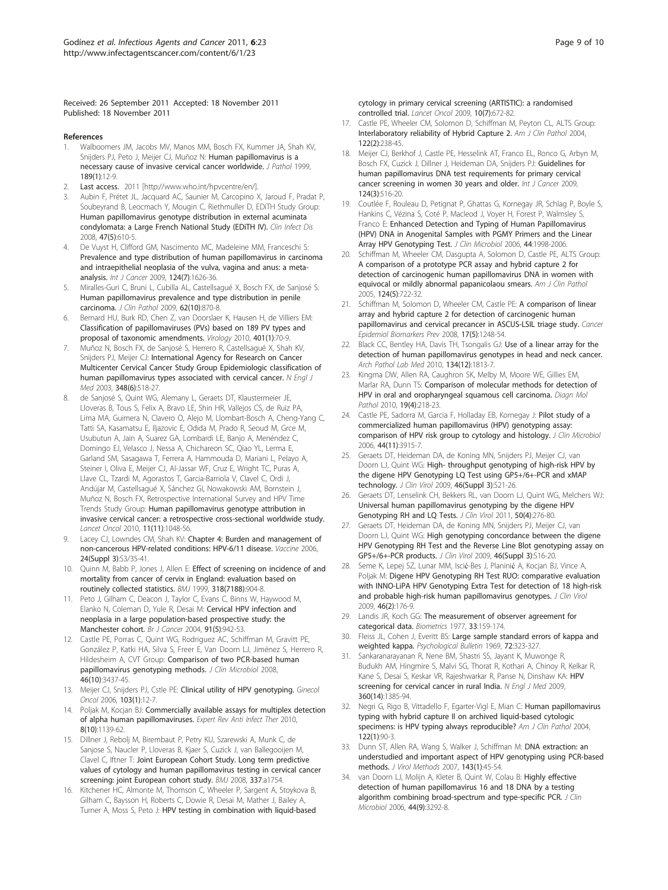Received: 26 September 2011 Accepted: 18 November 2011
Published: 18 November 2011

## References

1. Walboomers JM, Jacobs MV, Manos MM, Bosch FX, Kummer JA, Shah KV, Snijders PJ, Peto J, Meijer CJ, Muñoz N: **Human papillomavirus is a necessary cause of invasive cervical cancer worldwide.** *J Pathol* 1999, **189(1)**:12-9.
2. **Last access.** 2011 [http://www.who.int/hpvcentre/en/].
3. Aubin F, Prétet JL, Jacquard AC, Saunier M, Carcopino X, Jaroud F, Pradat P, Soubeyrand B, Leocmach Y, Mougin C, Riethmuller D, EDiTH Study Group: **Human papillomavirus genotype distribution in external acuminata condylomata: a Large French National Study (EDiTH IV).** *Clin Infect Dis* 2008, **47(5)**:610-5.
4. De Vuyst H, Clifford GM, Nascimento MC, Madeleine MM, Franceschi S: **Prevalence and type distribution of human papillomavirus in carcinoma and intraepithelial neoplasia of the vulva, vagina and anus: a meta-analysis.** *Int J Cancer* 2009, **124(7)**:1626-36.
5. Miralles-Guri C, Bruni L, Cubilla AL, Castellsagué X, Bosch FX, de Sanjosé S: **Human papillomavirus prevalence and type distribution in penile carcinoma.** *J Clin Pathol* 2009, **62(10)**:870-8.
6. Bernard HU, Burk RD, Chen Z, van Doorslaer K, Hausen H, de Villiers EM: **Classification of papillomaviruses (PVs) based on 189 PV types and proposal of taxonomic amendments.** *Virology* 2010, **401(1)**:70-9.
7. Muñoz N, Bosch FX, de Sanjosé S, Herrero R, Castellsagué X, Shah KV, Snijders PJ, Meijer CJ: **International Agency for Research on Cancer Multicenter Cervical Cancer Study Group Epidemiologic classification of human papillomavirus types associated with cervical cancer.** *N Engl J Med* 2003, **348(6)**:518-27.
8. de Sanjosé S, Quint WG, Alemany L, Geraets DT, Klaustermeier JE, Lloveras B, Tous S, Felix A, Bravo LE, Shin HR, Vallejos CS, de Ruiz PA, Lima MA, Guimera N, Clavero O, Alejo M, Llombart-Bosch A, Cheng-Yang C, Tatti SA, Kasamatsu E, Iljazovic E, Odida M, Prado R, Seoud M, Grce M, Usubutun A, Jain A, Suarez GA, Lombardi LE, Banjo A, Menéndez C, Domingo EJ, Velasco J, Nessa A, Chichareon SC, Qiao YL, Lerma E, Garland SM, Sasagawa T, Ferrera A, Hammouda D, Mariani L, Pelayo A, Steiner I, Oliva E, Meijer CJ, Al-Jassar WF, Cruz E, Wright TC, Puras A, Llave CL, Tzardi M, Agorastos T, Garcia-Barriola V, Clavel C, Ordi J, Andújar M, Castellsagué X, Sánchez GI, Nowakowski AM, Bornstein J, Muñoz N, Bosch FX, Retrospective International Survey and HPV Time Trends Study Group: **Human papillomavirus genotype attribution in invasive cervical cancer: a retrospective cross-sectional worldwide study.** *Lancet Oncol* 2010, **11(11)**:1048-56.
9. Lacey CJ, Lowndes CM, Shah KV: **Chapter 4: Burden and management of non-cancerous HPV-related conditions: HPV-6/11 disease.** *Vaccine* 2006, **24(Suppl 3)**:S3/35-41.
10. Quinn M, Babb P, Jones J, Allen E: **Effect of screening on incidence of and mortality from cancer of cervix in England: evaluation based on routinely collected statistics.** *BMJ* 1999, **318(7188)**:904-8.
11. Peto J, Gilham C, Deacon J, Taylor C, Evans C, Binns W, Haywood M, Elanko N, Coleman D, Yule R, Desai M: **Cervical HPV infection and neoplasia in a large population-based prospective study: the Manchester cohort.** *Br J Cancer* 2004, **91(5)**:942-53.
12. Castle PE, Porras C, Quint WG, Rodriguez AC, Schiffman M, Gravitt PE, González P, Katki HA, Silva S, Freer E, Van Doorn LJ, Jiménez S, Herrero R, Hildesheim A, CVT Group: **Comparison of two PCR-based human papillomavirus genotyping methods.** *J Clin Microbiol* 2008, **46(10)**:3437-45.
13. Meijer CJ, Snijders PJ, Cstle PE: **Clinical utility of HPV genotyping.** *Ginecol Oncol* 2006, **103(1)**:12-7.
14. Poljak M, Kocjan BJ: **Commercially available assays for multiplex detection of alpha human papillomaviruses.** *Expert Rev Anti Infect Ther* 2010, **8(10)**:1139-62.
15. Dillner J, Rebolj M, Birembaut P, Petry KU, Szarewski A, Munk C, de Sanjose S, Naucler P, Lloveras B, Kjaer S, Cuzick J, van Ballegooijen M, Clavel C, Iftner T: **Joint European Cohort Study. Long term predictive values of cytology and human papillomavirus testing in cervical cancer screening: joint European cohort study.** *BMJ* 2008, **337**:a1754.
16. Kitchener HC, Almonte M, Thomson C, Wheeler P, Sargent A, Stoykova B, Gilham C, Baysson H, Roberts C, Dowie R, Desai M, Mather J, Bailey A, Turner A, Moss S, Peto J: **HPV testing in combination with liquid-based cytology in primary cervical screening (ARTISTIC): a randomised controlled trial.** *Lancet Oncol* 2009, **10(7)**:672-82.
17. Castle PE, Wheeler CM, Solomon D, Schiffman M, Peyton CL, ALTS Group: **Interlaboratory reliability of Hybrid Capture 2.** *Am J Clin Pathol* 2004, **122(2)**:238-45.
18. Meijer CJ, Berkhof J, Castle PE, Hesselink AT, Franco EL, Ronco G, Arbyn M, Bosch FX, Cuzick J, Dillner J, Heideman DA, Snijders PJ: **Guidelines for human papillomavirus DNA test requirements for primary cervical cancer screening in women 30 years and older.** *Int J Cancer* 2009, **124(3)**:516-20.
19. Coutlée F, Rouleau D, Petignat P, Ghattas G, Kornegay JR, Schlag P, Boyle S, Hankins C, Vézina S, Coté P, Macleod J, Voyer H, Forest P, Walmsley S, Franco E: **Enhanced Detection and Typing of Human Papillomavirus (HPV) DNA in Anogenital Samples with PGMY Primers and the Linear Array HPV Genotyping Test.** *J Clin Microbiol* 2006, **44**:1998-2006.
20. Schiffman M, Wheeler CM, Dasgupta A, Solomon D, Castle PE, ALTS Group: **A comparison of a prototype PCR assay and hybrid capture 2 for detection of carcinogenic human papillomavirus DNA in women with equivocal or mildly abnormal papanicolaou smears.** *Am J Clin Pathol* 2005, **124(5)**:722-32.
21. Schiffman M, Solomon D, Wheeler CM, Castle PE: **A comparison of linear array and hybrid capture 2 for detection of carcinogenic human papillomavirus and cervical precancer in ASCUS-LSIL triage study.** *Cancer Epidemiol Biomarkers Prev* 2008, **17(5)**:1248-54.
22. Black CC, Bentley HA, Davis TH, Tsongalis GJ: **Use of a linear array for the detection of human papillomavirus genotypes in head and neck cancer.** *Arch Pathol Lab Med* 2010, **134(12)**:1813-7.
23. Kingma DW, Allen RA, Caughron SK, Melby M, Moore WE, Gillies EM, Marlar RA, Dunn TS: **Comparison of molecular methods for detection of HPV in oral and oropharyngeal squamous cell carcinoma.** *Diagn Mol Pathol* 2010, **19(4)**:218-23.
24. Castle PE, Sadorra M, Garcia F, Holladay EB, Kornegay J: **Pilot study of a commercialized human papillomavirus (HPV) genotyping assay: comparison of HPV risk group to cytology and histology.** *J Clin Microbiol* 2006, **44(11)**:3915-7.
25. Geraets DT, Heideman DA, de Koning MN, Snijders PJ, Meijer CJ, van Doorn LJ, Quint WG: **High- throughput genotyping of high-risk HPV by the digene HPV Genotyping LQ Test using GP5+/6+-PCR and xMAP technology.** *J Clin Virol* 2009, **46(Suppl 3)**:S21-26.
26. Geraets DT, Lenselink CH, Bekkers RL, van Doorn LJ, Quint WG, Melchers WJ: **Universal human papillomavirus genotyping by the digene HPV Genotyping RH and LQ Tests.** *J Clin Virol* 2011, **50(4)**:276-80.
27. Geraets DT, Heideman DA, de Koning MN, Snijders PJ, Meijer CJ, van Doorn LJ, Quint WG: **High genotyping concordance between the digene HPV Genotyping RH Test and the Reverse Line Blot genotyping assay on GP5+/6+-PCR products.** *J Clin Virol* 2009, **46(Suppl 3)**:S16-20.
28. Seme K, Lepej SZ, Lunar MM, Iscić-Bes J, Planinić A, Kocjan BJ, Vince A, Poljak M: **Digene HPV Genotyping RH Test RUO: comparative evaluation with INNO-LiPA HPV Genotyping Extra Test for detection of 18 high-risk and probable high-risk human papillomavirus genotypes.** *J Clin Virol* 2009, **46(2)**:176-9.
29. Landis JR, Koch GG: **The measurement of observer agreement for categorical data.** *Biometrics* 1977, **33**:159-174.
30. Fleiss JL, Cohen J, Everitt BS: **Large sample standard errors of kappa and weighted kappa.** *Psychological Bulletin* 1969, **72**:323-327.
31. Sankaranarayanan R, Nene BM, Shastri SS, Jayant K, Muwonge R, Budukh AM, Hingmire S, Malvi SG, Thorat R, Kothari A, Chinoy R, Kelkar R, Kane S, Desai S, Keskar VR, Rajeshwarkar R, Panse N, Dinshaw KA: **HPV screening for cervical cancer in rural India.** *N Engl J Med* 2009, **360(14)**:1385-94.
32. Negri G, Rigo B, Vittadello F, Egarter-Vigl E, Mian C: **Human papillomavirus typing with hybrid capture II on archived liquid-based cytologic specimens: is HPV typing always reproducible?** *Am J Clin Pathol* 2004, **122(1)**:90-3.
33. Dunn ST, Allen RA, Wang S, Walker J, Schiffman M: **DNA extraction: an understudied and important aspect of HPV genotyping using PCR-based methods.** *J Virol Methods* 2007, **143(1)**:45-54.
34. van Doorn LJ, Molijn A, Kleter B, Quint W, Colau B: **Highly effective detection of human papillomavirus 16 and 18 DNA by a testing algorithm combining broad-spectrum and type-specific PCR.** *J Clin Microbiol* 2006, **44(9)**:3292-8.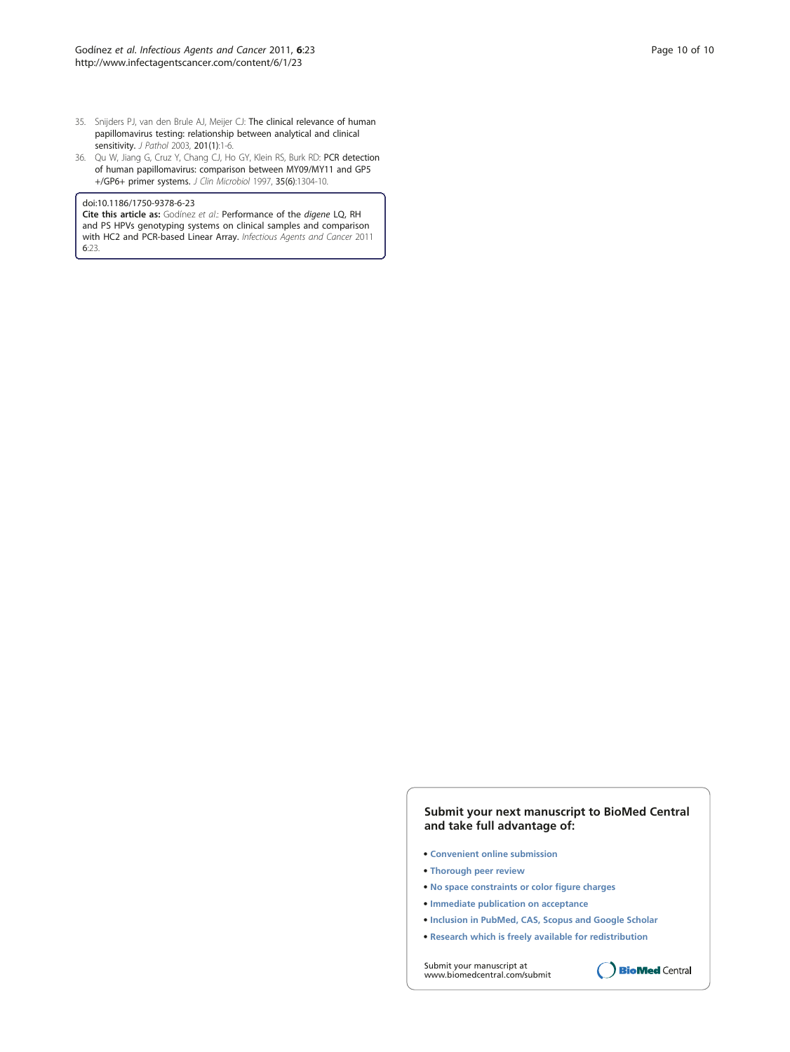35. Snijders PJ, van den Brule AJ, Meijer CJ: **The clinical relevance of human papillomavirus testing: relationship between analytical and clinical sensitivity.** *J Pathol* 2003, **201(1)**:1-6.
36. Qu W, Jiang G, Cruz Y, Chang CJ, Ho GY, Klein RS, Burk RD: **PCR detection of human papillomavirus: comparison between MY09/MY11 and GP5+/GP6+ primer systems.** *J Clin Microbiol* 1997, **35(6)**:1304-10.

doi:10.1186/1750-9378-6-23

**Cite this article as:** Godínez *et al.*: Performance of the *digene* LQ, RH and PS HPVs genotyping systems on clinical samples and comparison with HC2 and PCR-based Linear Array. *Infectious Agents and Cancer* 2011 **6**:23.

**Submit your next manuscript to BioMed Central and take full advantage of:**

- **Convenient online submission**
- **Thorough peer review**
- **No space constraints or color figure charges**
- **Immediate publication on acceptance**
- **Inclusion in PubMed, CAS, Scopus and Google Scholar**
- **Research which is freely available for redistribution**

Submit your manuscript at
www.biomedcentral.com/submit

BioMed Central